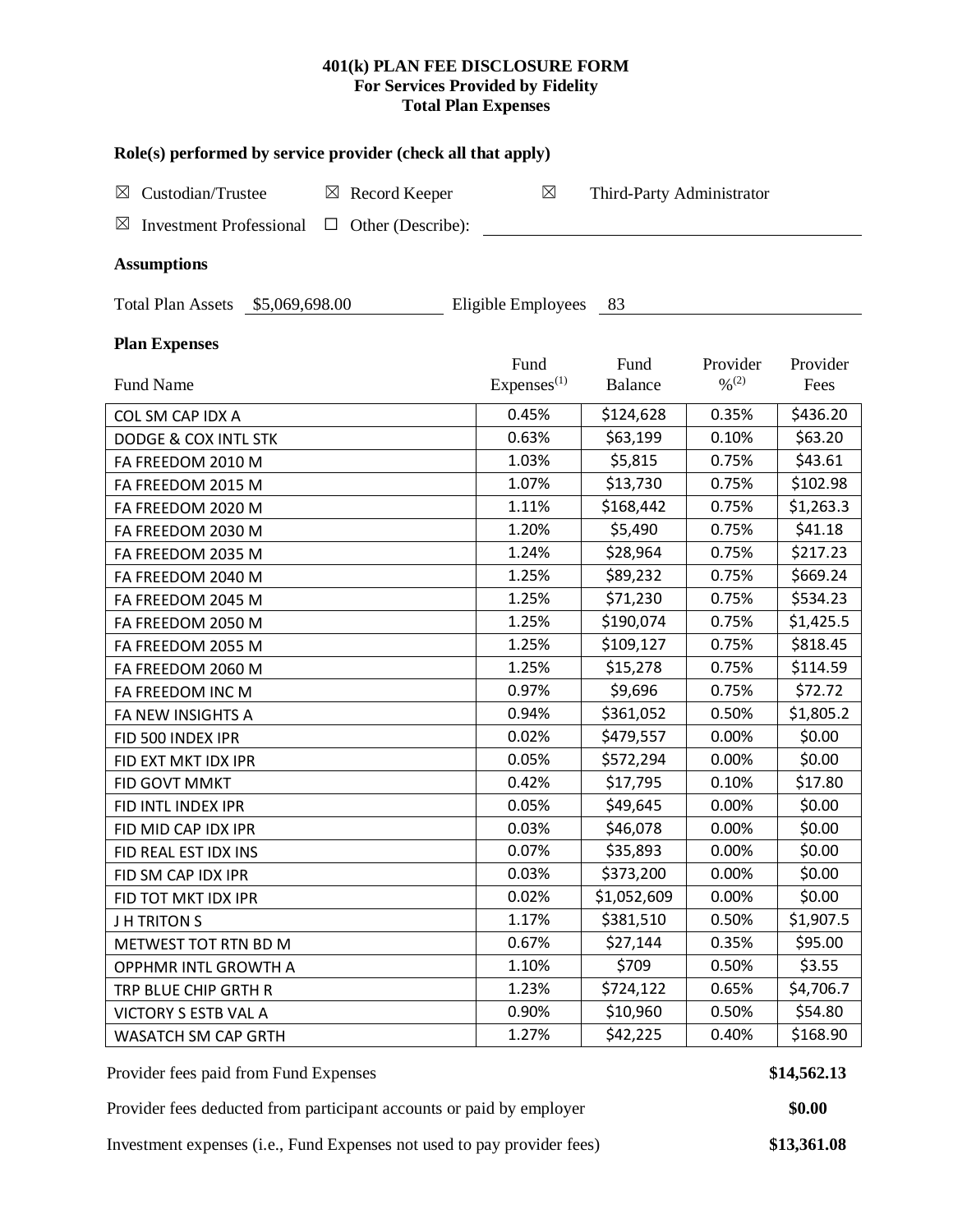**401(k) PLAN FEE DISCLOSURE FORM**
**For Services Provided by Fidelity**
**Total Plan Expenses**

**Role(s) performed by service provider (check all that apply)**

☒ Custodian/Trustee ☒ Record Keeper ☒ Third-Party Administrator

☒ Investment Professional ☐ Other (Describe): ______

**Assumptions**

Total Plan Assets $5,069,698.00 Eligible Employees 83

**Plan Expenses**

| Fund Name | Fund Expenses[(1)] | Fund Balance | Provider %[(2)] | Provider Fees |
|---|---|---|---|---|
| COL SM CAP IDX A | 0.45% | $124,628 | 0.35% | $436.20 |
| DODGE & COX INTL STK | 0.63% | $63,199 | 0.10% | $63.20 |
| FA FREEDOM 2010 M | 1.03% | $5,815 | 0.75% | $43.61 |
| FA FREEDOM 2015 M | 1.07% | $13,730 | 0.75% | $102.98 |
| FA FREEDOM 2020 M | 1.11% | $168,442 | 0.75% | $1,263.3 |
| FA FREEDOM 2030 M | 1.20% | $5,490 | 0.75% | $41.18 |
| FA FREEDOM 2035 M | 1.24% | $28,964 | 0.75% | $217.23 |
| FA FREEDOM 2040 M | 1.25% | $89,232 | 0.75% | $669.24 |
| FA FREEDOM 2045 M | 1.25% | $71,230 | 0.75% | $534.23 |
| FA FREEDOM 2050 M | 1.25% | $190,074 | 0.75% | $1,425.5 |
| FA FREEDOM 2055 M | 1.25% | $109,127 | 0.75% | $818.45 |
| FA FREEDOM 2060 M | 1.25% | $15,278 | 0.75% | $114.59 |
| FA FREEDOM INC M | 0.97% | $9,696 | 0.75% | $72.72 |
| FA NEW INSIGHTS A | 0.94% | $361,052 | 0.50% | $1,805.2 |
| FID 500 INDEX IPR | 0.02% | $479,557 | 0.00% | $0.00 |
| FID EXT MKT IDX IPR | 0.05% | $572,294 | 0.00% | $0.00 |
| FID GOVT MMKT | 0.42% | $17,795 | 0.10% | $17.80 |
| FID INTL INDEX IPR | 0.05% | $49,645 | 0.00% | $0.00 |
| FID MID CAP IDX IPR | 0.03% | $46,078 | 0.00% | $0.00 |
| FID REAL EST IDX INS | 0.07% | $35,893 | 0.00% | $0.00 |
| FID SM CAP IDX IPR | 0.03% | $373,200 | 0.00% | $0.00 |
| FID TOT MKT IDX IPR | 0.02% | $1,052,609 | 0.00% | $0.00 |
| J H TRITON S | 1.17% | $381,510 | 0.50% | $1,907.5 |
| METWEST TOT RTN BD M | 0.67% | $27,144 | 0.35% | $95.00 |
| OPPHMR INTL GROWTH A | 1.10% | $709 | 0.50% | $3.55 |
| TRP BLUE CHIP GRTH R | 1.23% | $724,122 | 0.65% | $4,706.7 |
| VICTORY S ESTB VAL A | 0.90% | $10,960 | 0.50% | $54.80 |
| WASATCH SM CAP GRTH | 1.27% | $42,225 | 0.40% | $168.90 |

Provider fees paid from Fund Expenses **$14,562.13**

Provider fees deducted from participant accounts or paid by employer **$0.00**

Investment expenses (i.e., Fund Expenses not used to pay provider fees) **$13,361.08**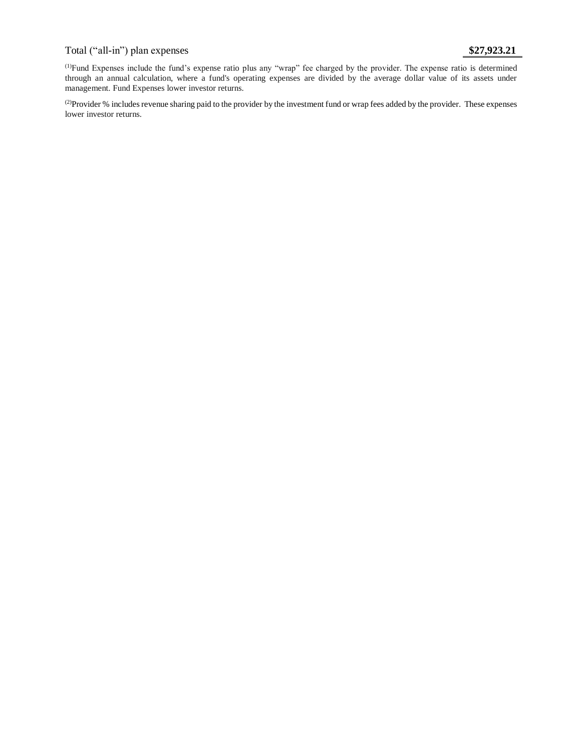Total ("all-in") plan expenses **$27,923.21**

[(1)]Fund Expenses include the fund's expense ratio plus any "wrap" fee charged by the provider. The expense ratio is determined through an annual calculation, where a fund's operating expenses are divided by the average dollar value of its assets under management. Fund Expenses lower investor returns.

[(2)]Provider % includes revenue sharing paid to the provider by the investment fund or wrap fees added by the provider. These expenses lower investor returns.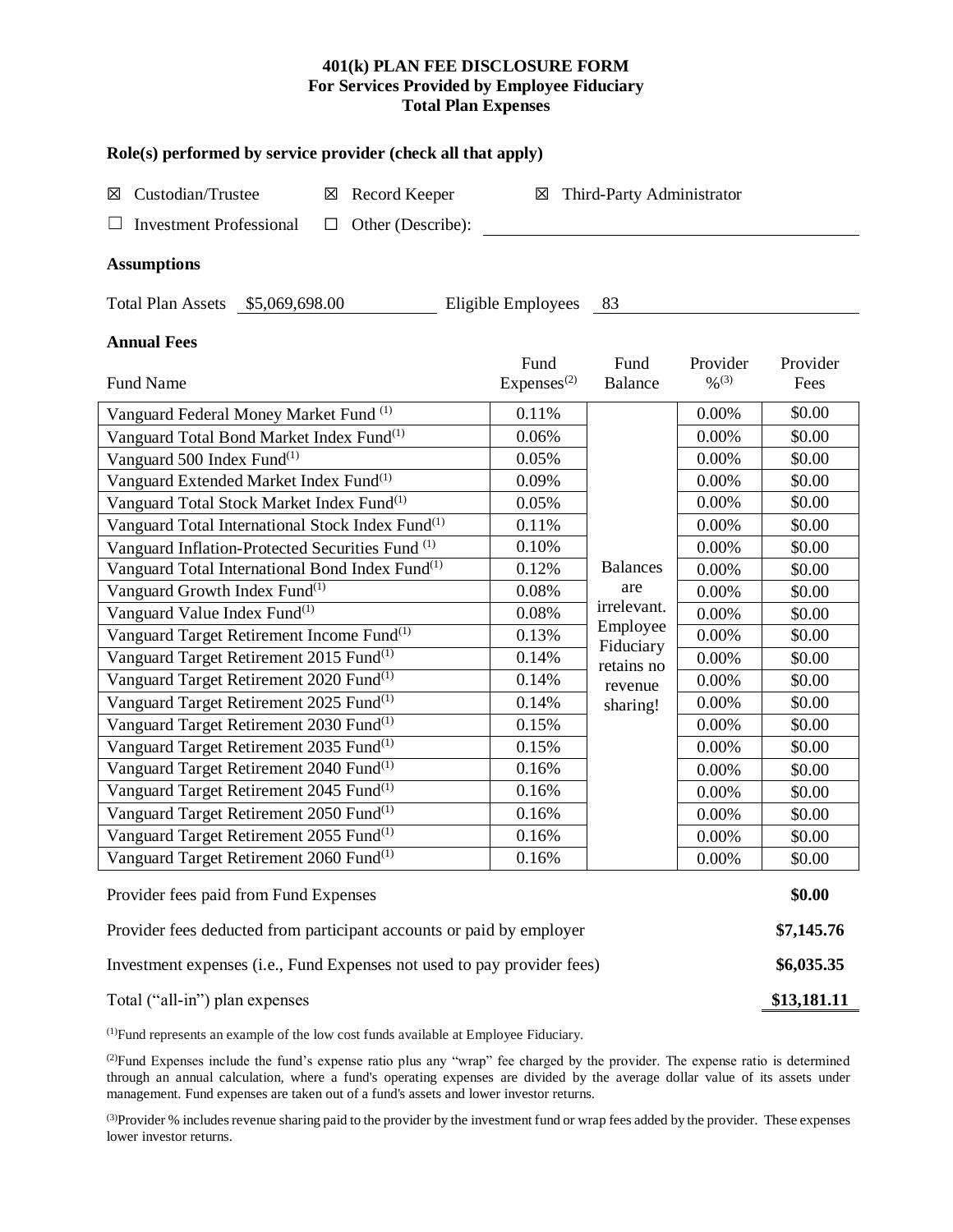# 401(k) PLAN FEE DISCLOSURE FORM
## For Services Provided by Employee Fiduciary
## Total Plan Expenses

### Role(s) performed by service provider (check all that apply)

☒ Custodian/Trustee ☒ Record Keeper ☒ Third-Party Administrator

☐ Investment Professional ☐ Other (Describe):

### Assumptions

Total Plan Assets $5,069,698.00 Eligible Employees 83

### Annual Fees

| Fund Name | Fund Expenses[2] | Fund Balance | Provider %[3] | Provider Fees |
|---|---|---|---|---|
| Vanguard Federal Money Market Fund [1] | 0.11% | Balances are irrelevant. Employee Fiduciary retains no revenue sharing! | 0.00% | $0.00 |
| Vanguard Total Bond Market Index Fund[1] | 0.06% | | 0.00% | $0.00 |
| Vanguard 500 Index Fund[1] | 0.05% | | 0.00% | $0.00 |
| Vanguard Extended Market Index Fund[1] | 0.09% | | 0.00% | $0.00 |
| Vanguard Total Stock Market Index Fund[1] | 0.05% | | 0.00% | $0.00 |
| Vanguard Total International Stock Index Fund[1] | 0.11% | | 0.00% | $0.00 |
| Vanguard Inflation-Protected Securities Fund [1] | 0.10% | | 0.00% | $0.00 |
| Vanguard Total International Bond Index Fund[1] | 0.12% | | 0.00% | $0.00 |
| Vanguard Growth Index Fund[1] | 0.08% | | 0.00% | $0.00 |
| Vanguard Value Index Fund[1] | 0.08% | | 0.00% | $0.00 |
| Vanguard Target Retirement Income Fund[1] | 0.13% | | 0.00% | $0.00 |
| Vanguard Target Retirement 2015 Fund[1] | 0.14% | | 0.00% | $0.00 |
| Vanguard Target Retirement 2020 Fund[1] | 0.14% | | 0.00% | $0.00 |
| Vanguard Target Retirement 2025 Fund[1] | 0.14% | | 0.00% | $0.00 |
| Vanguard Target Retirement 2030 Fund[1] | 0.15% | | 0.00% | $0.00 |
| Vanguard Target Retirement 2035 Fund[1] | 0.15% | | 0.00% | $0.00 |
| Vanguard Target Retirement 2040 Fund[1] | 0.16% | | 0.00% | $0.00 |
| Vanguard Target Retirement 2045 Fund[1] | 0.16% | | 0.00% | $0.00 |
| Vanguard Target Retirement 2050 Fund[1] | 0.16% | | 0.00% | $0.00 |
| Vanguard Target Retirement 2055 Fund[1] | 0.16% | | 0.00% | $0.00 |
| Vanguard Target Retirement 2060 Fund[1] | 0.16% | | 0.00% | $0.00 |

| | |
|---|---|
| Provider fees paid from Fund Expenses | **$0.00** |
| Provider fees deducted from participant accounts or paid by employer | **$7,145.76** |
| Investment expenses (i.e., Fund Expenses not used to pay provider fees) | **$6,035.35** |
| Total ("all-in") plan expenses | **$13,181.11** |

[1]Fund represents an example of the low cost funds available at Employee Fiduciary.

[2]Fund Expenses include the fund's expense ratio plus any "wrap" fee charged by the provider. The expense ratio is determined through an annual calculation, where a fund's operating expenses are divided by the average dollar value of its assets under management. Fund expenses are taken out of a fund's assets and lower investor returns.

[3]Provider % includes revenue sharing paid to the provider by the investment fund or wrap fees added by the provider. These expenses lower investor returns.